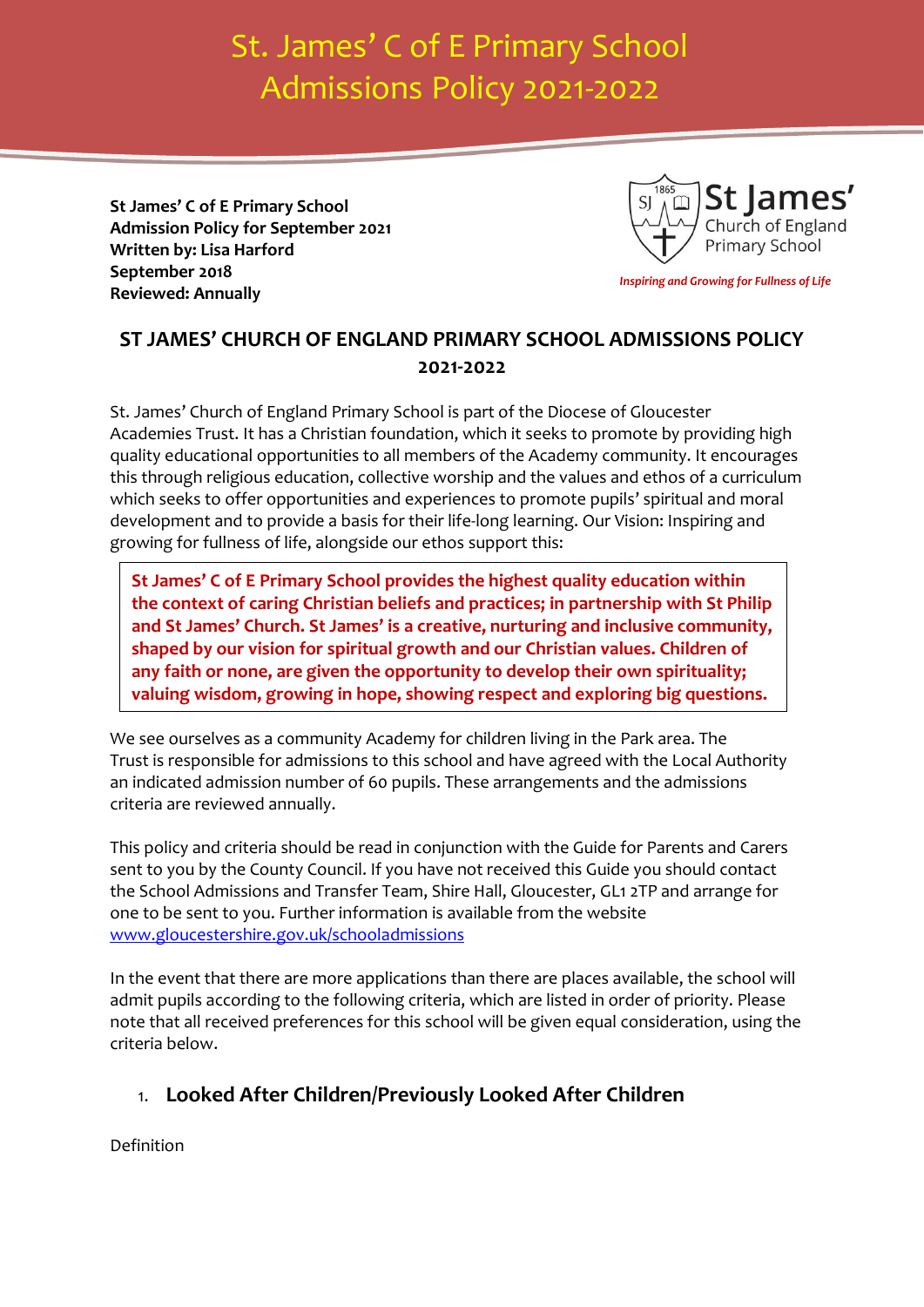# St. James' C of E Primary School Admissions Policy 2021-2022

**St James' C of E Primary School**
**Admission Policy for September 2021**
**Written by: Lisa Harford**
**September 2018**
**Reviewed: Annually**

St James' Church of England Primary School

*Inspiring and Growing for Fullness of Life*

## ST JAMES' CHURCH OF ENGLAND PRIMARY SCHOOL ADMISSIONS POLICY 2021-2022

St. James' Church of England Primary School is part of the Diocese of Gloucester Academies Trust. It has a Christian foundation, which it seeks to promote by providing high quality educational opportunities to all members of the Academy community. It encourages this through religious education, collective worship and the values and ethos of a curriculum which seeks to offer opportunities and experiences to promote pupils' spiritual and moral development and to provide a basis for their life-long learning. Our Vision: Inspiring and growing for fullness of life, alongside our ethos support this:

> **St James' C of E Primary School provides the highest quality education within the context of caring Christian beliefs and practices; in partnership with St Philip and St James' Church. St James' is a creative, nurturing and inclusive community, shaped by our vision for spiritual growth and our Christian values. Children of any faith or none, are given the opportunity to develop their own spirituality; valuing wisdom, growing in hope, showing respect and exploring big questions.**

We see ourselves as a community Academy for children living in the Park area. The Trust is responsible for admissions to this school and have agreed with the Local Authority an indicated admission number of 60 pupils. These arrangements and the admissions criteria are reviewed annually.

This policy and criteria should be read in conjunction with the Guide for Parents and Carers sent to you by the County Council. If you have not received this Guide you should contact the School Admissions and Transfer Team, Shire Hall, Gloucester, GL1 2TP and arrange for one to be sent to you. Further information is available from the website [www.gloucestershire.gov.uk/schooladmissions](www.gloucestershire.gov.uk/schooladmissions)

In the event that there are more applications than there are places available, the school will admit pupils according to the following criteria, which are listed in order of priority. Please note that all received preferences for this school will be given equal consideration, using the criteria below.

### 1. Looked After Children/Previously Looked After Children

Definition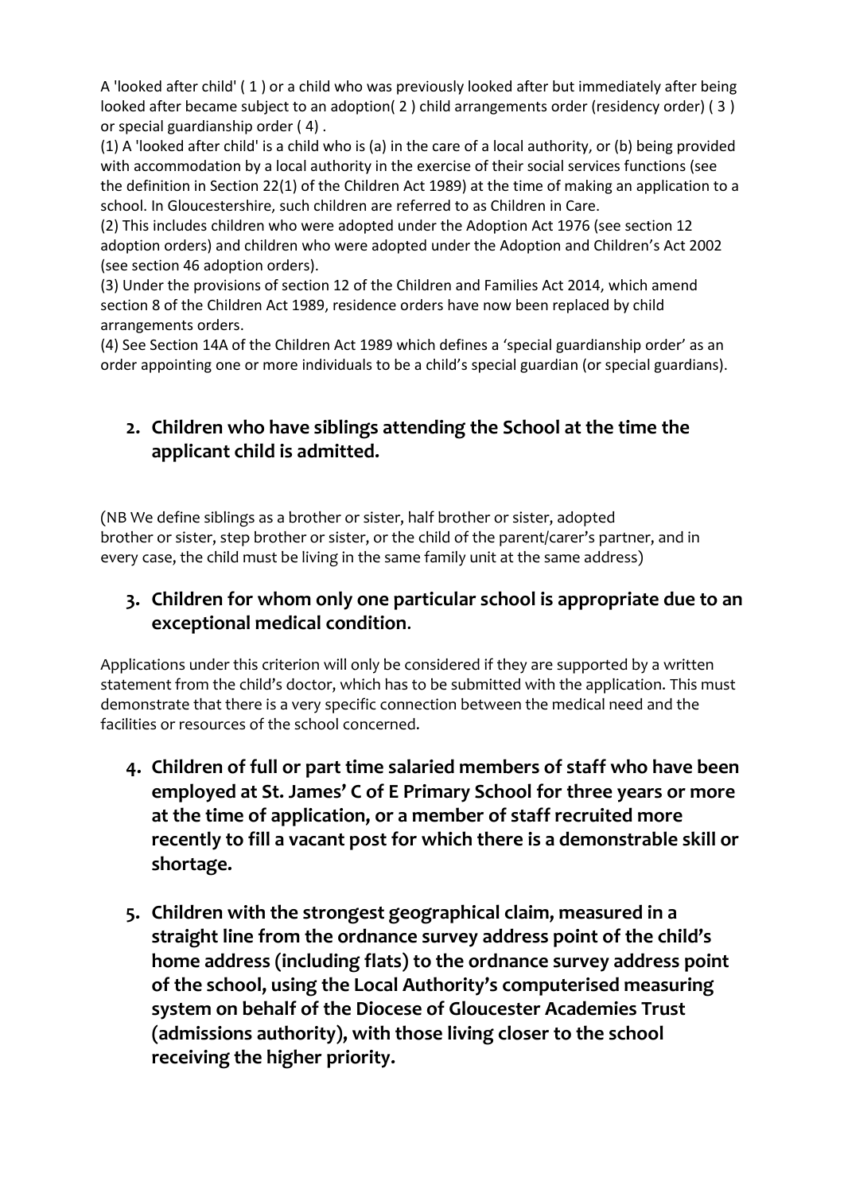A 'looked after child' ( 1 ) or a child who was previously looked after but immediately after being looked after became subject to an adoption( 2 ) child arrangements order (residency order) ( 3 ) or special guardianship order ( 4) .

(1) A 'looked after child' is a child who is (a) in the care of a local authority, or (b) being provided with accommodation by a local authority in the exercise of their social services functions (see the definition in Section 22(1) of the Children Act 1989) at the time of making an application to a school. In Gloucestershire, such children are referred to as Children in Care.

(2) This includes children who were adopted under the Adoption Act 1976 (see section 12 adoption orders) and children who were adopted under the Adoption and Children's Act 2002 (see section 46 adoption orders).

(3) Under the provisions of section 12 of the Children and Families Act 2014, which amend section 8 of the Children Act 1989, residence orders have now been replaced by child arrangements orders.

(4) See Section 14A of the Children Act 1989 which defines a 'special guardianship order' as an order appointing one or more individuals to be a child's special guardian (or special guardians).

## 2. Children who have siblings attending the School at the time the applicant child is admitted.

(NB We define siblings as a brother or sister, half brother or sister, adopted brother or sister, step brother or sister, or the child of the parent/carer's partner, and in every case, the child must be living in the same family unit at the same address)

## 3. Children for whom only one particular school is appropriate due to an exceptional medical condition.

Applications under this criterion will only be considered if they are supported by a written statement from the child's doctor, which has to be submitted with the application. This must demonstrate that there is a very specific connection between the medical need and the facilities or resources of the school concerned.

## 4. Children of full or part time salaried members of staff who have been employed at St. James' C of E Primary School for three years or more at the time of application, or a member of staff recruited more recently to fill a vacant post for which there is a demonstrable skill or shortage.

## 5. Children with the strongest geographical claim, measured in a straight line from the ordnance survey address point of the child's home address (including flats) to the ordnance survey address point of the school, using the Local Authority's computerised measuring system on behalf of the Diocese of Gloucester Academies Trust (admissions authority), with those living closer to the school receiving the higher priority.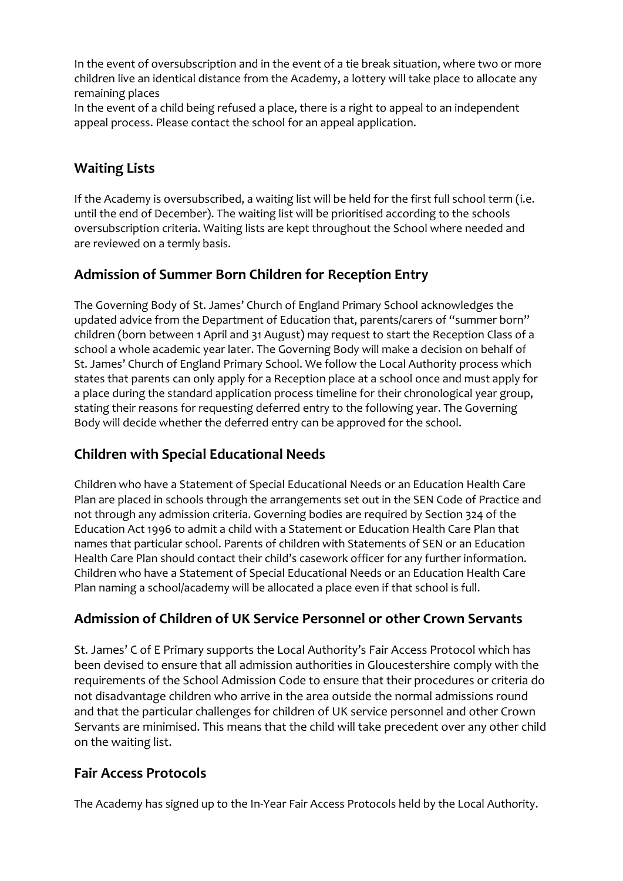In the event of oversubscription and in the event of a tie break situation, where two or more children live an identical distance from the Academy, a lottery will take place to allocate any remaining places

In the event of a child being refused a place, there is a right to appeal to an independent appeal process. Please contact the school for an appeal application.

## Waiting Lists

If the Academy is oversubscribed, a waiting list will be held for the first full school term (i.e. until the end of December). The waiting list will be prioritised according to the schools oversubscription criteria. Waiting lists are kept throughout the School where needed and are reviewed on a termly basis.

## Admission of Summer Born Children for Reception Entry

The Governing Body of St. James' Church of England Primary School acknowledges the updated advice from the Department of Education that, parents/carers of "summer born" children (born between 1 April and 31 August) may request to start the Reception Class of a school a whole academic year later. The Governing Body will make a decision on behalf of St. James' Church of England Primary School. We follow the Local Authority process which states that parents can only apply for a Reception place at a school once and must apply for a place during the standard application process timeline for their chronological year group, stating their reasons for requesting deferred entry to the following year. The Governing Body will decide whether the deferred entry can be approved for the school.

## Children with Special Educational Needs

Children who have a Statement of Special Educational Needs or an Education Health Care Plan are placed in schools through the arrangements set out in the SEN Code of Practice and not through any admission criteria. Governing bodies are required by Section 324 of the Education Act 1996 to admit a child with a Statement or Education Health Care Plan that names that particular school. Parents of children with Statements of SEN or an Education Health Care Plan should contact their child's casework officer for any further information. Children who have a Statement of Special Educational Needs or an Education Health Care Plan naming a school/academy will be allocated a place even if that school is full.

## Admission of Children of UK Service Personnel or other Crown Servants

St. James' C of E Primary supports the Local Authority's Fair Access Protocol which has been devised to ensure that all admission authorities in Gloucestershire comply with the requirements of the School Admission Code to ensure that their procedures or criteria do not disadvantage children who arrive in the area outside the normal admissions round and that the particular challenges for children of UK service personnel and other Crown Servants are minimised. This means that the child will take precedent over any other child on the waiting list.

## Fair Access Protocols

The Academy has signed up to the In-Year Fair Access Protocols held by the Local Authority.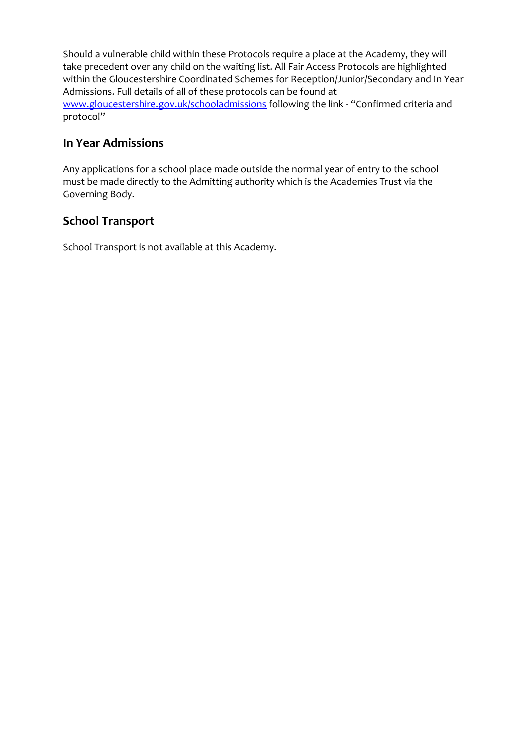Should a vulnerable child within these Protocols require a place at the Academy, they will take precedent over any child on the waiting list. All Fair Access Protocols are highlighted within the Gloucestershire Coordinated Schemes for Reception/Junior/Secondary and In Year Admissions. Full details of all of these protocols can be found at [www.gloucestershire.gov.uk/schooladmissions](http://www.gloucestershire.gov.uk/schooladmissions) following the link - "Confirmed criteria and protocol"

## In Year Admissions

Any applications for a school place made outside the normal year of entry to the school must be made directly to the Admitting authority which is the Academies Trust via the Governing Body.

## School Transport

School Transport is not available at this Academy.